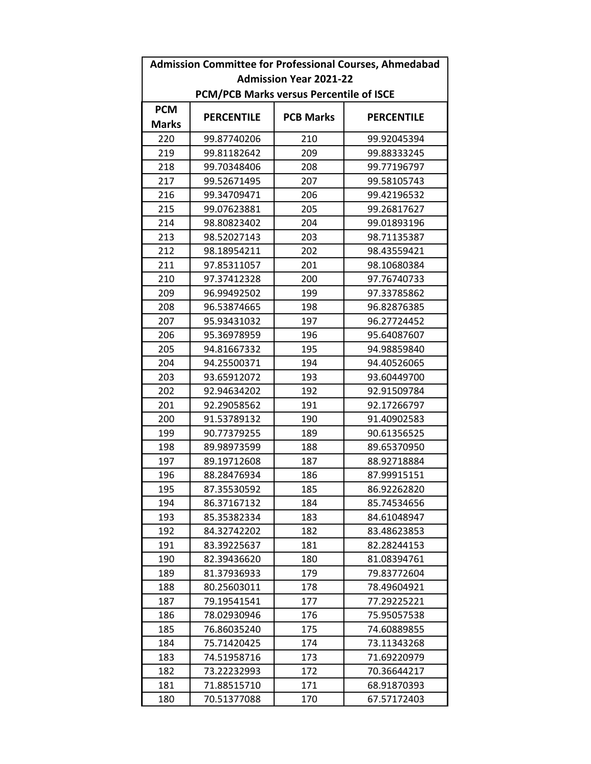| Admission Committee for Professional Courses, Ahmedabad<br>Admission Year 2021-22<br>PCM/PCB Marks versus Percentile of ISCE | | | |
|---|---|---|---|
| **PCM Marks** | **PERCENTILE** | **PCB Marks** | **PERCENTILE** |
| 220 | 99.87740206 | 210 | 99.92045394 |
| 219 | 99.81182642 | 209 | 99.88333245 |
| 218 | 99.70348406 | 208 | 99.77196797 |
| 217 | 99.52671495 | 207 | 99.58105743 |
| 216 | 99.34709471 | 206 | 99.42196532 |
| 215 | 99.07623881 | 205 | 99.26817627 |
| 214 | 98.80823402 | 204 | 99.01893196 |
| 213 | 98.52027143 | 203 | 98.71135387 |
| 212 | 98.18954211 | 202 | 98.43559421 |
| 211 | 97.85311057 | 201 | 98.10680384 |
| 210 | 97.37412328 | 200 | 97.76740733 |
| 209 | 96.99492502 | 199 | 97.33785862 |
| 208 | 96.53874665 | 198 | 96.82876385 |
| 207 | 95.93431032 | 197 | 96.27724452 |
| 206 | 95.36978959 | 196 | 95.64087607 |
| 205 | 94.81667332 | 195 | 94.98859840 |
| 204 | 94.25500371 | 194 | 94.40526065 |
| 203 | 93.65912072 | 193 | 93.60449700 |
| 202 | 92.94634202 | 192 | 92.91509784 |
| 201 | 92.29058562 | 191 | 92.17266797 |
| 200 | 91.53789132 | 190 | 91.40902583 |
| 199 | 90.77379255 | 189 | 90.61356525 |
| 198 | 89.98973599 | 188 | 89.65370950 |
| 197 | 89.19712608 | 187 | 88.92718884 |
| 196 | 88.28476934 | 186 | 87.99915151 |
| 195 | 87.35530592 | 185 | 86.92262820 |
| 194 | 86.37167132 | 184 | 85.74534656 |
| 193 | 85.35382334 | 183 | 84.61048947 |
| 192 | 84.32742202 | 182 | 83.48623853 |
| 191 | 83.39225637 | 181 | 82.28244153 |
| 190 | 82.39436620 | 180 | 81.08394761 |
| 189 | 81.37936933 | 179 | 79.83772604 |
| 188 | 80.25603011 | 178 | 78.49604921 |
| 187 | 79.19541541 | 177 | 77.29225221 |
| 186 | 78.02930946 | 176 | 75.95057538 |
| 185 | 76.86035240 | 175 | 74.60889855 |
| 184 | 75.71420425 | 174 | 73.11343268 |
| 183 | 74.51958716 | 173 | 71.69220979 |
| 182 | 73.22232993 | 172 | 70.36644217 |
| 181 | 71.88515710 | 171 | 68.91870393 |
| 180 | 70.51377088 | 170 | 67.57172403 |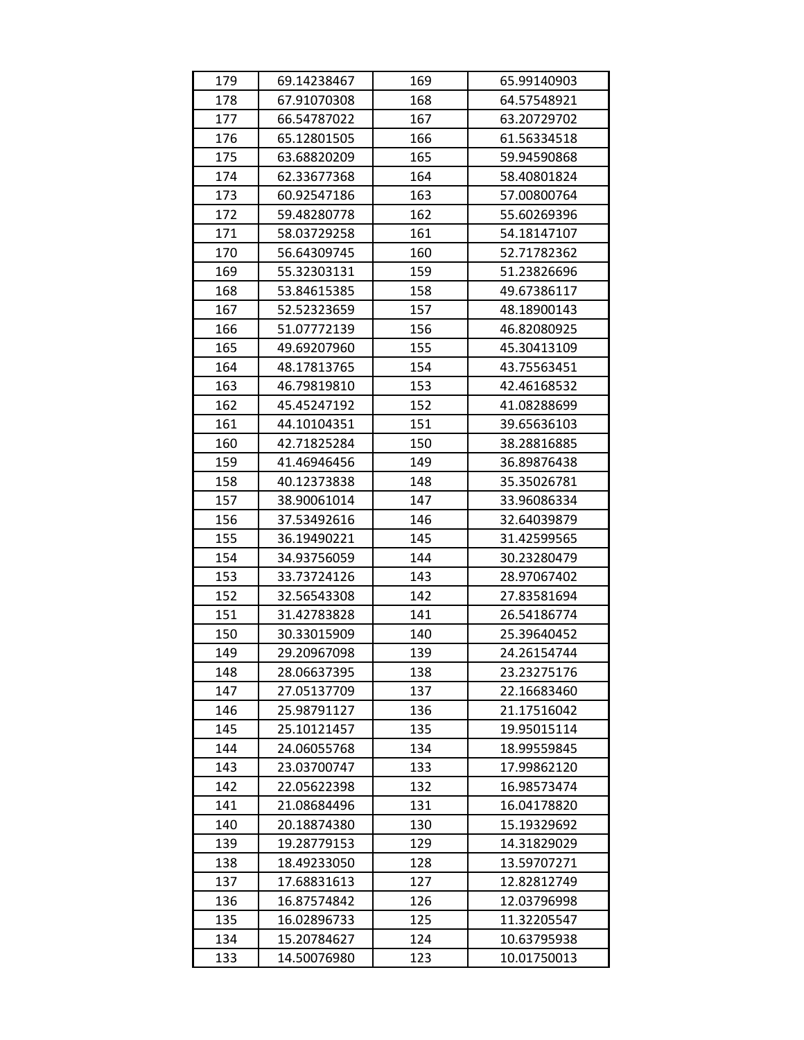| 179 | 69.14238467 | 169 | 65.99140903 |
|---|---|---|---|
| 178 | 67.91070308 | 168 | 64.57548921 |
| 177 | 66.54787022 | 167 | 63.20729702 |
| 176 | 65.12801505 | 166 | 61.56334518 |
| 175 | 63.68820209 | 165 | 59.94590868 |
| 174 | 62.33677368 | 164 | 58.40801824 |
| 173 | 60.92547186 | 163 | 57.00800764 |
| 172 | 59.48280778 | 162 | 55.60269396 |
| 171 | 58.03729258 | 161 | 54.18147107 |
| 170 | 56.64309745 | 160 | 52.71782362 |
| 169 | 55.32303131 | 159 | 51.23826696 |
| 168 | 53.84615385 | 158 | 49.67386117 |
| 167 | 52.52323659 | 157 | 48.18900143 |
| 166 | 51.07772139 | 156 | 46.82080925 |
| 165 | 49.69207960 | 155 | 45.30413109 |
| 164 | 48.17813765 | 154 | 43.75563451 |
| 163 | 46.79819810 | 153 | 42.46168532 |
| 162 | 45.45247192 | 152 | 41.08288699 |
| 161 | 44.10104351 | 151 | 39.65636103 |
| 160 | 42.71825284 | 150 | 38.28816885 |
| 159 | 41.46946456 | 149 | 36.89876438 |
| 158 | 40.12373838 | 148 | 35.35026781 |
| 157 | 38.90061014 | 147 | 33.96086334 |
| 156 | 37.53492616 | 146 | 32.64039879 |
| 155 | 36.19490221 | 145 | 31.42599565 |
| 154 | 34.93756059 | 144 | 30.23280479 |
| 153 | 33.73724126 | 143 | 28.97067402 |
| 152 | 32.56543308 | 142 | 27.83581694 |
| 151 | 31.42783828 | 141 | 26.54186774 |
| 150 | 30.33015909 | 140 | 25.39640452 |
| 149 | 29.20967098 | 139 | 24.26154744 |
| 148 | 28.06637395 | 138 | 23.23275176 |
| 147 | 27.05137709 | 137 | 22.16683460 |
| 146 | 25.98791127 | 136 | 21.17516042 |
| 145 | 25.10121457 | 135 | 19.95015114 |
| 144 | 24.06055768 | 134 | 18.99559845 |
| 143 | 23.03700747 | 133 | 17.99862120 |
| 142 | 22.05622398 | 132 | 16.98573474 |
| 141 | 21.08684496 | 131 | 16.04178820 |
| 140 | 20.18874380 | 130 | 15.19329692 |
| 139 | 19.28779153 | 129 | 14.31829029 |
| 138 | 18.49233050 | 128 | 13.59707271 |
| 137 | 17.68831613 | 127 | 12.82812749 |
| 136 | 16.87574842 | 126 | 12.03796998 |
| 135 | 16.02896733 | 125 | 11.32205547 |
| 134 | 15.20784627 | 124 | 10.63795938 |
| 133 | 14.50076980 | 123 | 10.01750013 |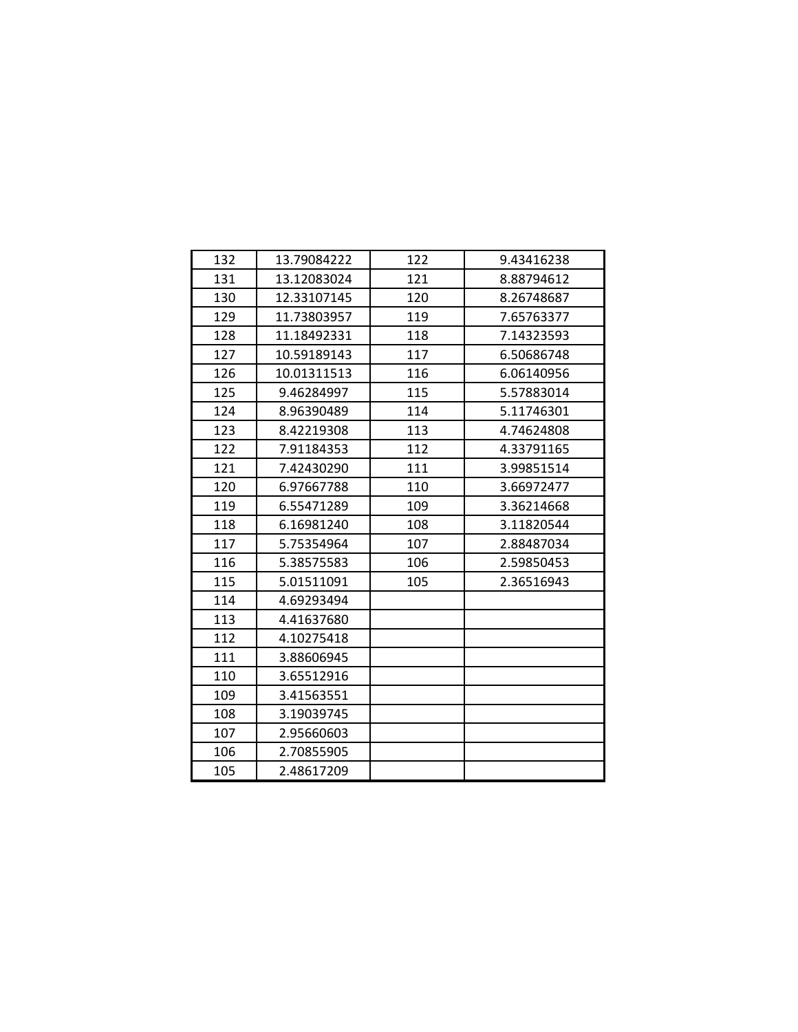| | | | |
|---|---|---|---|
| 132 | 13.79084222 | 122 | 9.43416238 |
| 131 | 13.12083024 | 121 | 8.88794612 |
| 130 | 12.33107145 | 120 | 8.26748687 |
| 129 | 11.73803957 | 119 | 7.65763377 |
| 128 | 11.18492331 | 118 | 7.14323593 |
| 127 | 10.59189143 | 117 | 6.50686748 |
| 126 | 10.01311513 | 116 | 6.06140956 |
| 125 | 9.46284997 | 115 | 5.57883014 |
| 124 | 8.96390489 | 114 | 5.11746301 |
| 123 | 8.42219308 | 113 | 4.74624808 |
| 122 | 7.91184353 | 112 | 4.33791165 |
| 121 | 7.42430290 | 111 | 3.99851514 |
| 120 | 6.97667788 | 110 | 3.66972477 |
| 119 | 6.55471289 | 109 | 3.36214668 |
| 118 | 6.16981240 | 108 | 3.11820544 |
| 117 | 5.75354964 | 107 | 2.88487034 |
| 116 | 5.38575583 | 106 | 2.59850453 |
| 115 | 5.01511091 | 105 | 2.36516943 |
| 114 | 4.69293494 | | |
| 113 | 4.41637680 | | |
| 112 | 4.10275418 | | |
| 111 | 3.88606945 | | |
| 110 | 3.65512916 | | |
| 109 | 3.41563551 | | |
| 108 | 3.19039745 | | |
| 107 | 2.95660603 | | |
| 106 | 2.70855905 | | |
| 105 | 2.48617209 | | |